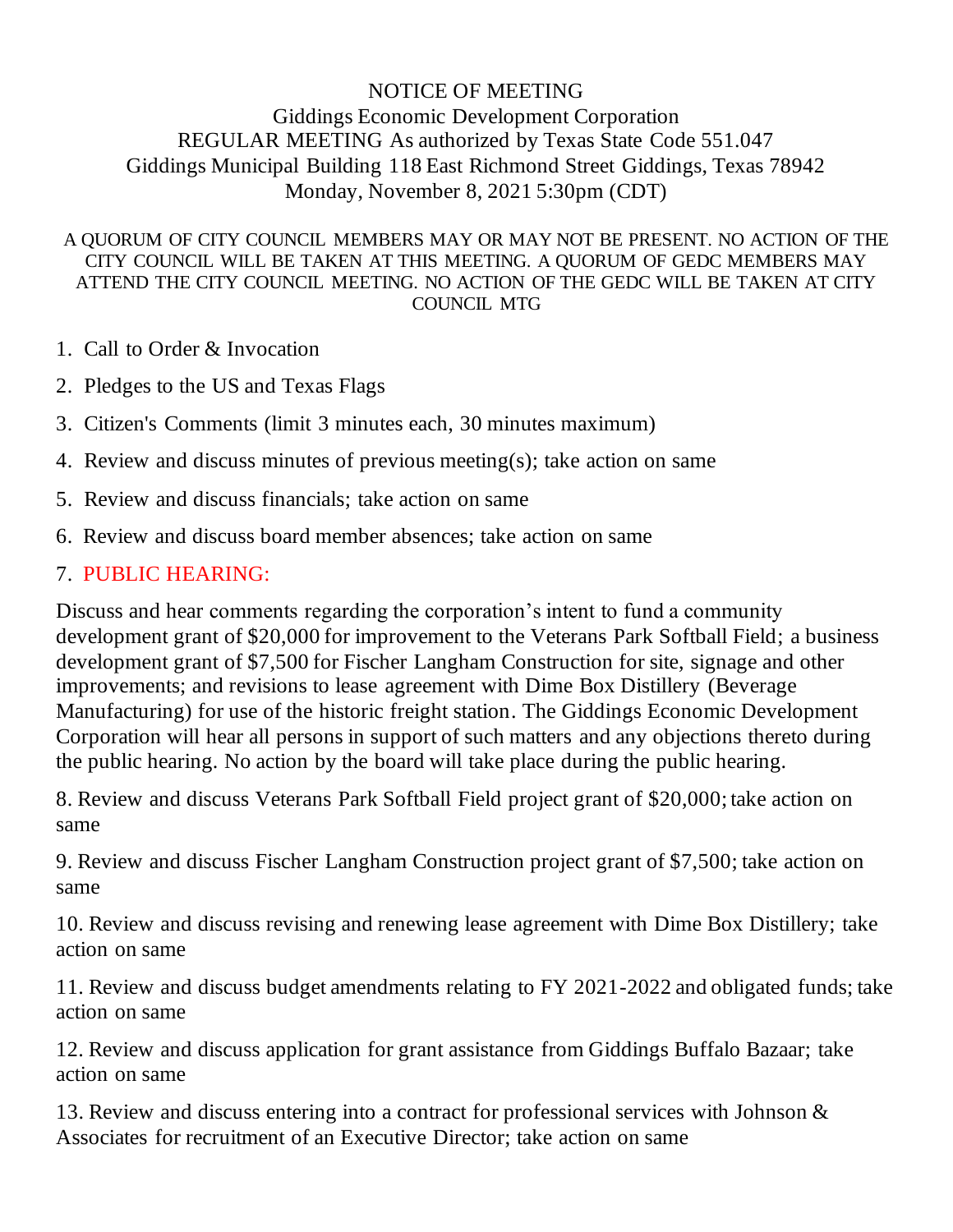# NOTICE OF MEETING

Giddings Economic Development Corporation
REGULAR MEETING As authorized by Texas State Code 551.047
Giddings Municipal Building 118 East Richmond Street Giddings, Texas 78942
Monday, November 8, 2021 5:30pm (CDT)

A QUORUM OF CITY COUNCIL MEMBERS MAY OR MAY NOT BE PRESENT. NO ACTION OF THE CITY COUNCIL WILL BE TAKEN AT THIS MEETING. A QUORUM OF GEDC MEMBERS MAY ATTEND THE CITY COUNCIL MEETING. NO ACTION OF THE GEDC WILL BE TAKEN AT CITY COUNCIL MTG

1. Call to Order & Invocation
2. Pledges to the US and Texas Flags
3. Citizen's Comments (limit 3 minutes each, 30 minutes maximum)
4. Review and discuss minutes of previous meeting(s); take action on same
5. Review and discuss financials; take action on same
6. Review and discuss board member absences; take action on same
7. PUBLIC HEARING:

Discuss and hear comments regarding the corporation's intent to fund a community development grant of $20,000 for improvement to the Veterans Park Softball Field; a business development grant of $7,500 for Fischer Langham Construction for site, signage and other improvements; and revisions to lease agreement with Dime Box Distillery (Beverage Manufacturing) for use of the historic freight station. The Giddings Economic Development Corporation will hear all persons in support of such matters and any objections thereto during the public hearing. No action by the board will take place during the public hearing.

8. Review and discuss Veterans Park Softball Field project grant of $20,000; take action on same
9. Review and discuss Fischer Langham Construction project grant of $7,500; take action on same
10. Review and discuss revising and renewing lease agreement with Dime Box Distillery; take action on same
11. Review and discuss budget amendments relating to FY 2021-2022 and obligated funds; take action on same
12. Review and discuss application for grant assistance from Giddings Buffalo Bazaar; take action on same
13. Review and discuss entering into a contract for professional services with Johnson & Associates for recruitment of an Executive Director; take action on same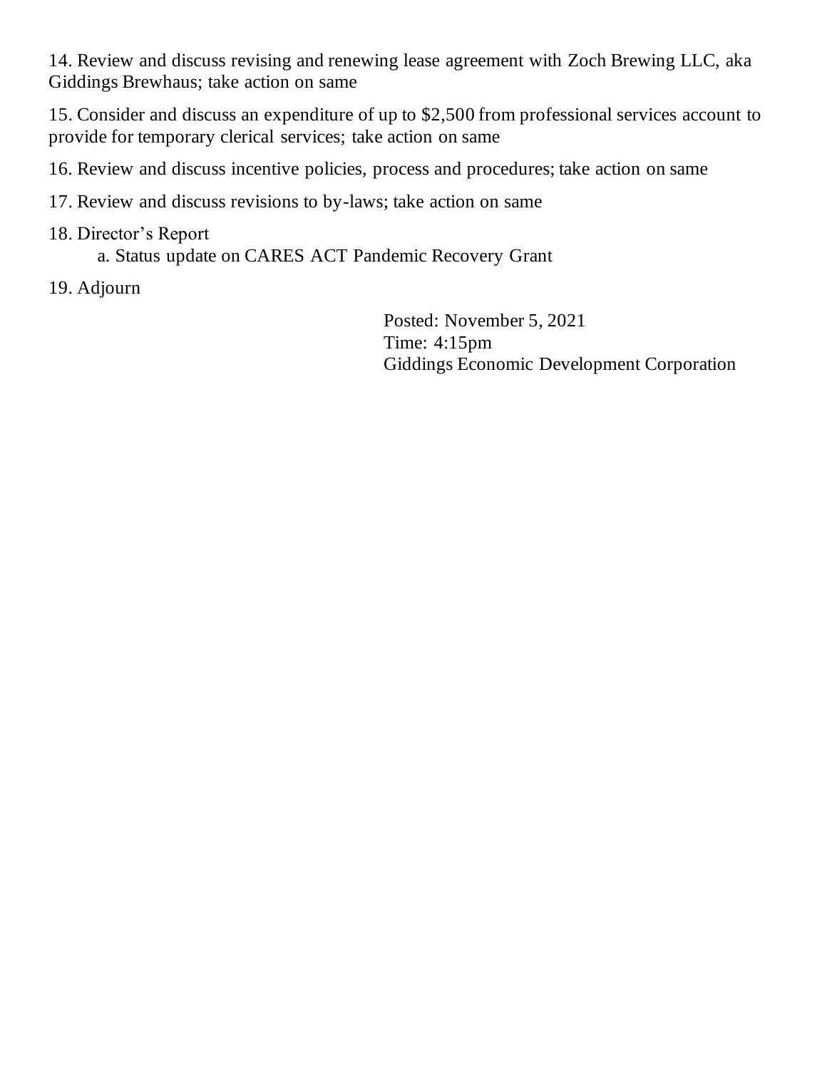14. Review and discuss revising and renewing lease agreement with Zoch Brewing LLC, aka Giddings Brewhaus; take action on same

15. Consider and discuss an expenditure of up to $2,500 from professional services account to provide for temporary clerical services; take action on same

16. Review and discuss incentive policies, process and procedures; take action on same

17. Review and discuss revisions to by-laws; take action on same

18. Director's Report
    a. Status update on CARES ACT Pandemic Recovery Grant

19. Adjourn

Posted: November 5, 2021
Time: 4:15pm
Giddings Economic Development Corporation